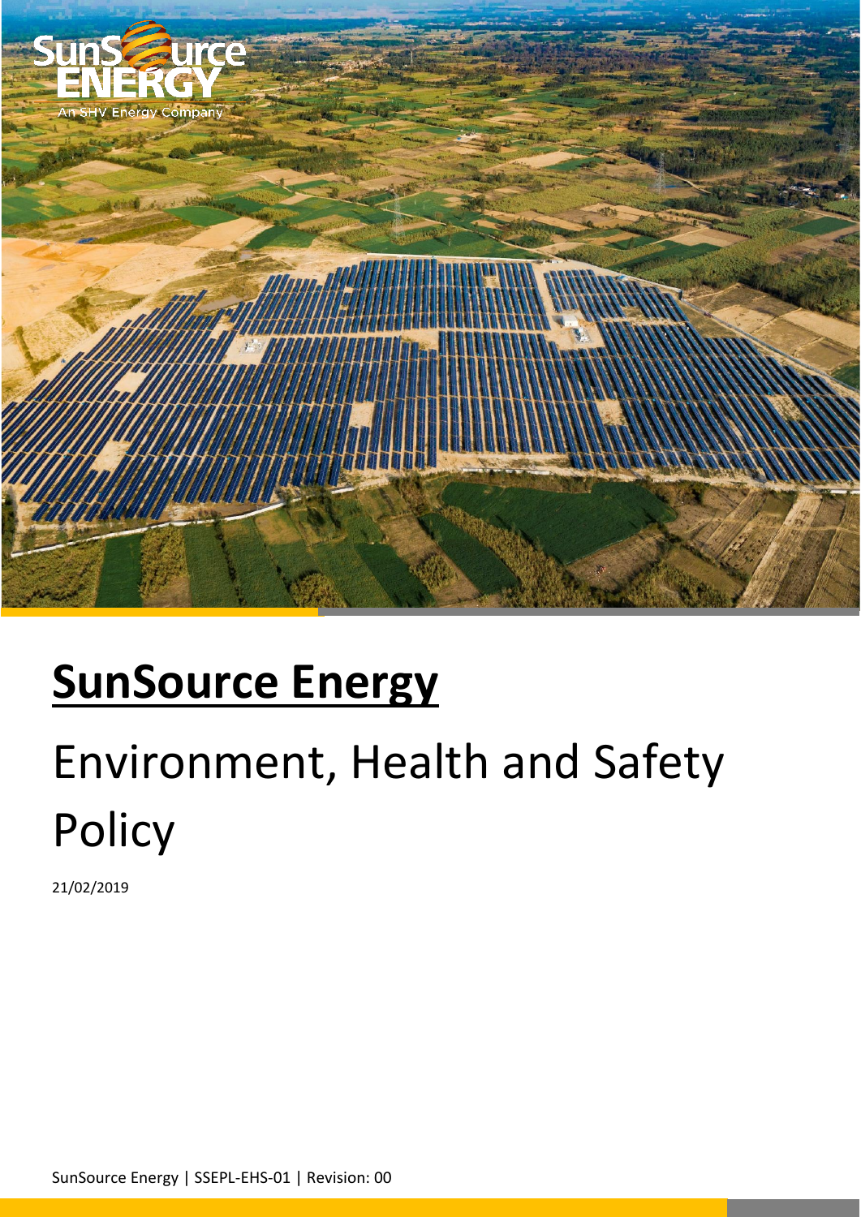# SunSource Energy

## Environment, Health and Safety Policy

21/02/2019

SunSource Energy | SSEPL-EHS-01 | Revision: 00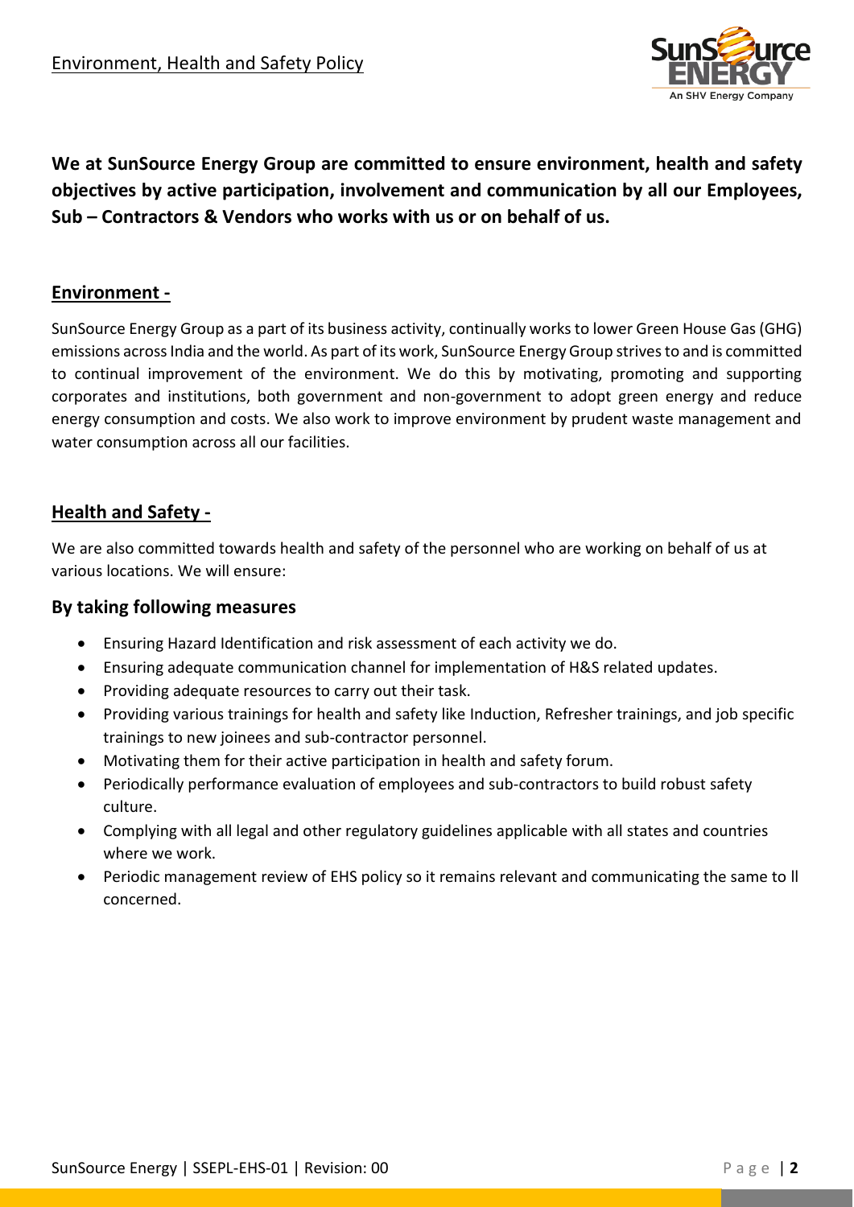# Environment, Health and Safety Policy

**We at SunSource Energy Group are committed to ensure environment, health and safety objectives by active participation, involvement and communication by all our Employees, Sub – Contractors & Vendors who works with us or on behalf of us.**

## Environment -

SunSource Energy Group as a part of its business activity, continually works to lower Green House Gas (GHG) emissions across India and the world. As part of its work, SunSource Energy Group strives to and is committed to continual improvement of the environment. We do this by motivating, promoting and supporting corporates and institutions, both government and non-government to adopt green energy and reduce energy consumption and costs. We also work to improve environment by prudent waste management and water consumption across all our facilities.

## Health and Safety -

We are also committed towards health and safety of the personnel who are working on behalf of us at various locations. We will ensure:

### By taking following measures

- Ensuring Hazard Identification and risk assessment of each activity we do.
- Ensuring adequate communication channel for implementation of H&S related updates.
- Providing adequate resources to carry out their task.
- Providing various trainings for health and safety like Induction, Refresher trainings, and job specific trainings to new joinees and sub-contractor personnel.
- Motivating them for their active participation in health and safety forum.
- Periodically performance evaluation of employees and sub-contractors to build robust safety culture.
- Complying with all legal and other regulatory guidelines applicable with all states and countries where we work.
- Periodic management review of EHS policy so it remains relevant and communicating the same to ll concerned.